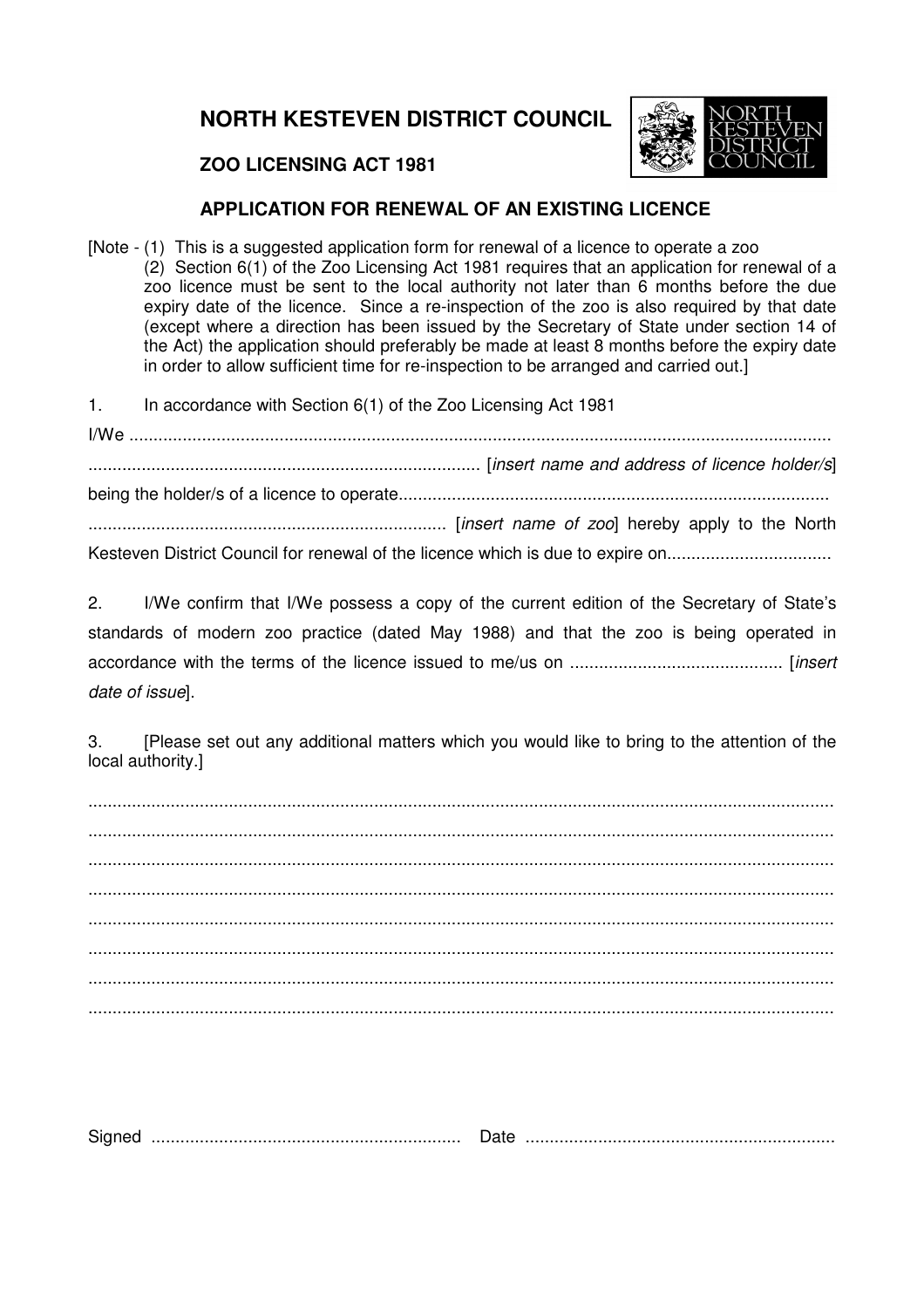# NORTH KESTEVEN DISTRICT COUNCIL

## ZOO LICENSING ACT 1981

## APPLICATION FOR RENEWAL OF AN EXISTING LICENCE

[Note - (1) This is a suggested application form for renewal of a licence to operate a zoo

(2) Section 6(1) of the Zoo Licensing Act 1981 requires that an application for renewal of a zoo licence must be sent to the local authority not later than 6 months before the due expiry date of the licence. Since a re-inspection of the zoo is also required by that date (except where a direction has been issued by the Secretary of State under section 14 of the Act) the application should preferably be made at least 8 months before the expiry date in order to allow sufficient time for re-inspection to be arranged and carried out.]

1. In accordance with Section 6(1) of the Zoo Licensing Act 1981

I/We ..........................................................................................................................................

................................................................................ [*insert name and address of licence holder/s*]

being the holder/s of a licence to operate........................................................................................

.......................................................................... [*insert name of zoo*] hereby apply to the North Kesteven District Council for renewal of the licence which is due to expire on..................................

2. I/We confirm that I/We possess a copy of the current edition of the Secretary of State's standards of modern zoo practice (dated May 1988) and that the zoo is being operated in accordance with the terms of the licence issued to me/us on ............................................ [*insert date of issue*].

3. [Please set out any additional matters which you would like to bring to the attention of the local authority.]

..........................................................................................................................................

..........................................................................................................................................

..........................................................................................................................................

..........................................................................................................................................

..........................................................................................................................................

..........................................................................................................................................

..........................................................................................................................................

..........................................................................................................................................

Signed ................................................................ Date ................................................................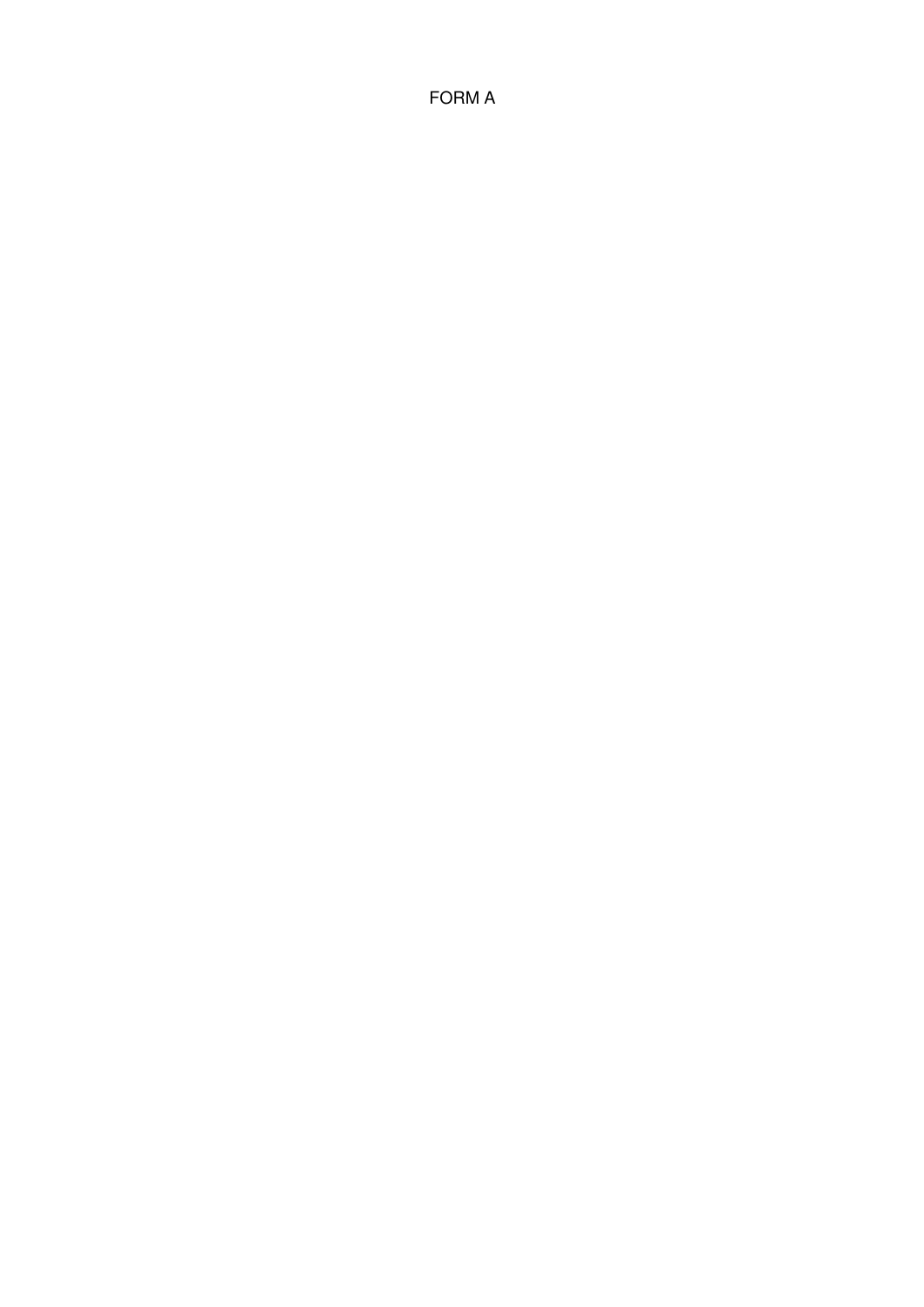FORM A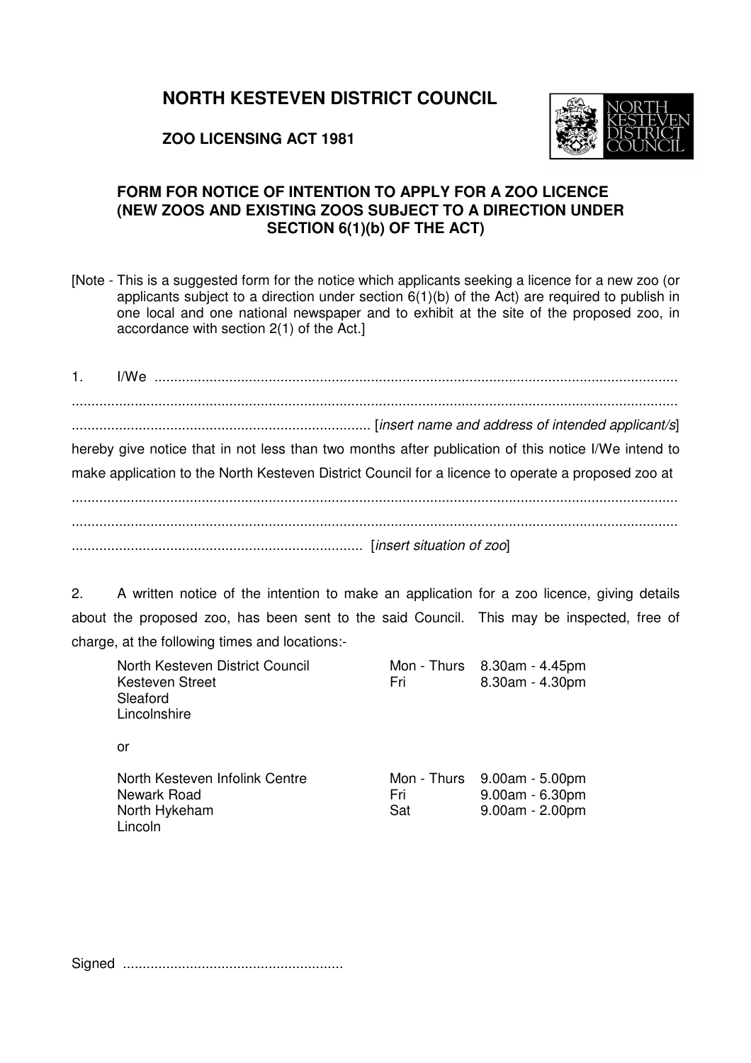# NORTH KESTEVEN DISTRICT COUNCIL

## ZOO LICENSING ACT 1981

### FORM FOR NOTICE OF INTENTION TO APPLY FOR A ZOO LICENCE (NEW ZOOS AND EXISTING ZOOS SUBJECT TO A DIRECTION UNDER SECTION 6(1)(b) OF THE ACT)

[Note - This is a suggested form for the notice which applicants seeking a licence for a new zoo (or applicants subject to a direction under section 6(1)(b) of the Act) are required to publish in one local and one national newspaper and to exhibit at the site of the proposed zoo, in accordance with section 2(1) of the Act.]

1. I/We ....................................................................................................................................
..........................................................................................................................................................
........................................................................... [*insert name and address of intended applicant/s*]
hereby give notice that in not less than two months after publication of this notice I/We intend to make application to the North Kesteven District Council for a licence to operate a proposed zoo at
..........................................................................................................................................................
..........................................................................................................................................................
.......................................................................... [*insert situation of zoo*]

2. A written notice of the intention to make an application for a zoo licence, giving details about the proposed zoo, has been sent to the said Council. This may be inspected, free of charge, at the following times and locations:-

| | | |
|---|---|---|
| North Kesteven District Council | Mon - Thurs | 8.30am - 4.45pm |
| Kesteven Street | Fri | 8.30am - 4.30pm |
| Sleaford | | |
| Lincolnshire | | |

or

| | | |
|---|---|---|
| North Kesteven Infolink Centre | Mon - Thurs | 9.00am - 5.00pm |
| Newark Road | Fri | 9.00am - 6.30pm |
| North Hykeham | Sat | 9.00am - 2.00pm |
| Lincoln | | |

Signed ........................................................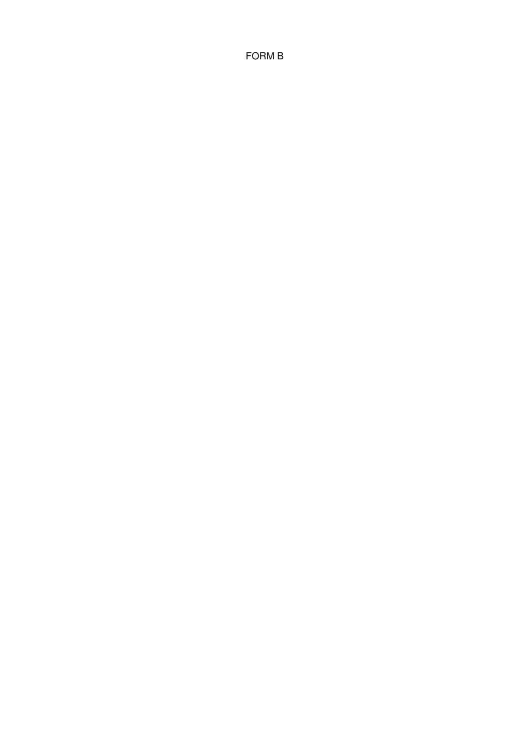FORM B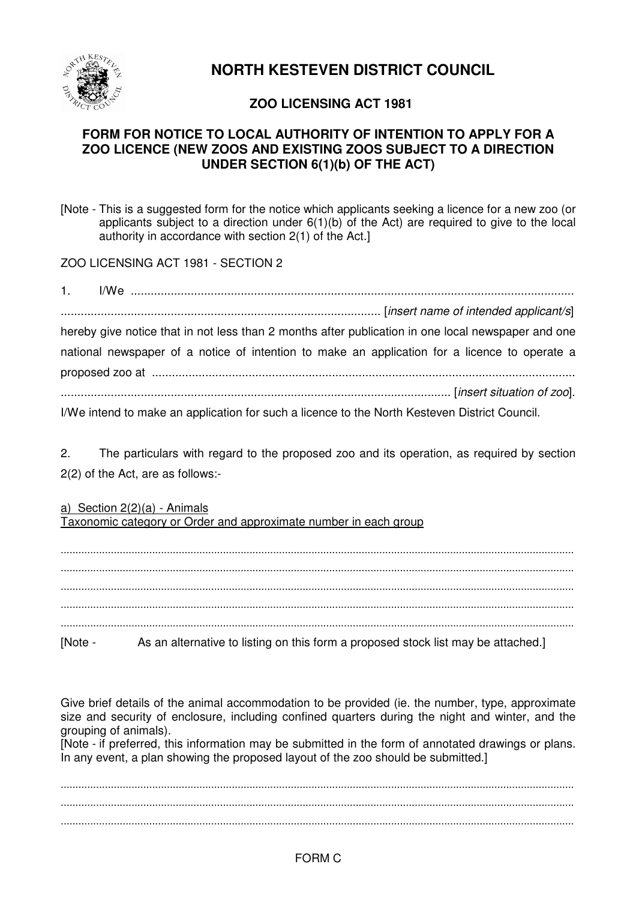# NORTH KESTEVEN DISTRICT COUNCIL

## ZOO LICENSING ACT 1981

### FORM FOR NOTICE TO LOCAL AUTHORITY OF INTENTION TO APPLY FOR A ZOO LICENCE (NEW ZOOS AND EXISTING ZOOS SUBJECT TO A DIRECTION UNDER SECTION 6(1)(b) OF THE ACT)

[Note - This is a suggested form for the notice which applicants seeking a licence for a new zoo (or applicants subject to a direction under 6(1)(b) of the Act) are required to give to the local authority in accordance with section 2(1) of the Act.]

ZOO LICENSING ACT 1981 - SECTION 2

1. I/We ..............................................................................................................................................
................................................................................................ [*insert name of intended applicant/s*]
hereby give notice that in not less than 2 months after publication in one local newspaper and one national newspaper of a notice of intention to make an application for a licence to operate a proposed zoo at ...............................................................................................................................
............................................................................................................... [*insert situation of zoo*].
I/We intend to make an application for such a licence to the North Kesteven District Council.

2. The particulars with regard to the proposed zoo and its operation, as required by section 2(2) of the Act, are as follows:-

a) Section 2(2)(a) - Animals
Taxonomic category or Order and approximate number in each group

..............................................................................................................................................................
..............................................................................................................................................................
..............................................................................................................................................................
..............................................................................................................................................................
..............................................................................................................................................................

[Note - As an alternative to listing on this form a proposed stock list may be attached.]

Give brief details of the animal accommodation to be provided (ie. the number, type, approximate size and security of enclosure, including confined quarters during the night and winter, and the grouping of animals).
[Note - if preferred, this information may be submitted in the form of annotated drawings or plans. In any event, a plan showing the proposed layout of the zoo should be submitted.]

..............................................................................................................................................................
..............................................................................................................................................................
..............................................................................................................................................................

FORM C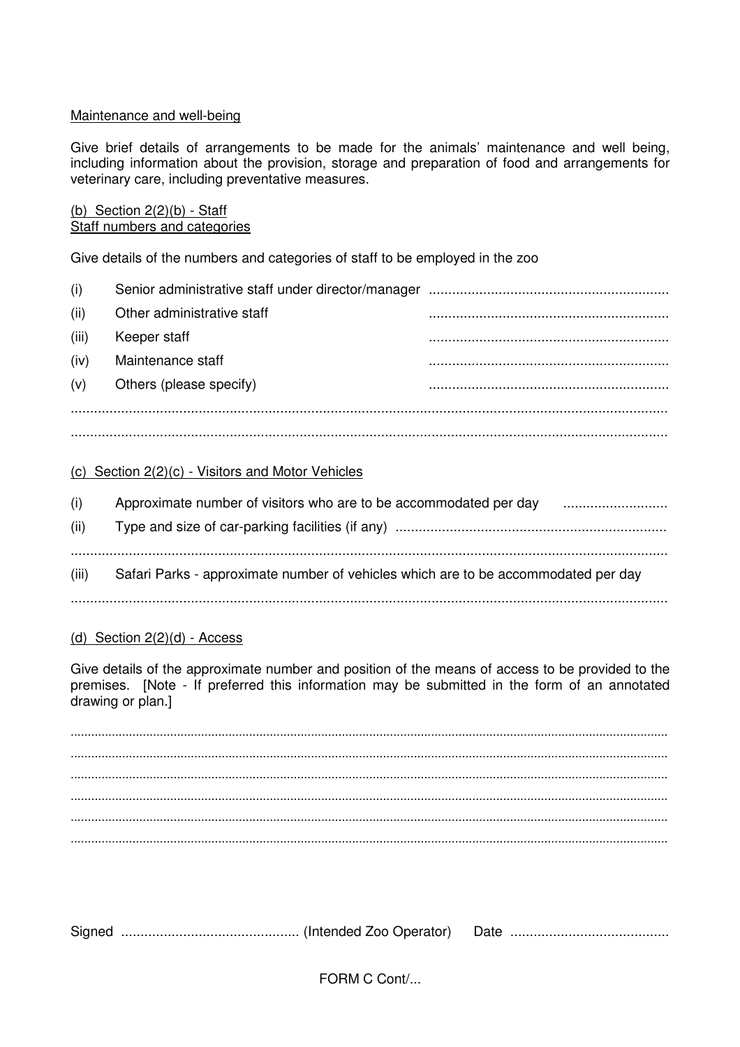Maintenance and well-being

Give brief details of arrangements to be made for the animals' maintenance and well being, including information about the provision, storage and preparation of food and arrangements for veterinary care, including preventative measures.

(b) Section 2(2)(b) - Staff
Staff numbers and categories

Give details of the numbers and categories of staff to be employed in the zoo

(i) Senior administrative staff under director/manager ..............................................................

(ii) Other administrative staff ..............................................................

(iii) Keeper staff ..............................................................

(iv) Maintenance staff ..............................................................

(v) Others (please specify) ..............................................................

.............................................................................................................................................

.............................................................................................................................................

(c) Section 2(2)(c) - Visitors and Motor Vehicles

(i) Approximate number of visitors who are to be accommodated per day ...........................

(ii) Type and size of car-parking facilities (if any) .....................................................................

.............................................................................................................................................

(iii) Safari Parks - approximate number of vehicles which are to be accommodated per day

.............................................................................................................................................

(d) Section 2(2)(d) - Access

Give details of the approximate number and position of the means of access to be provided to the premises. [Note - If preferred this information may be submitted in the form of an annotated drawing or plan.]

.............................................................................................................................................
.............................................................................................................................................
.............................................................................................................................................
.............................................................................................................................................
.............................................................................................................................................
.............................................................................................................................................

Signed .............................................. (Intended Zoo Operator) Date .........................................

FORM C Cont/...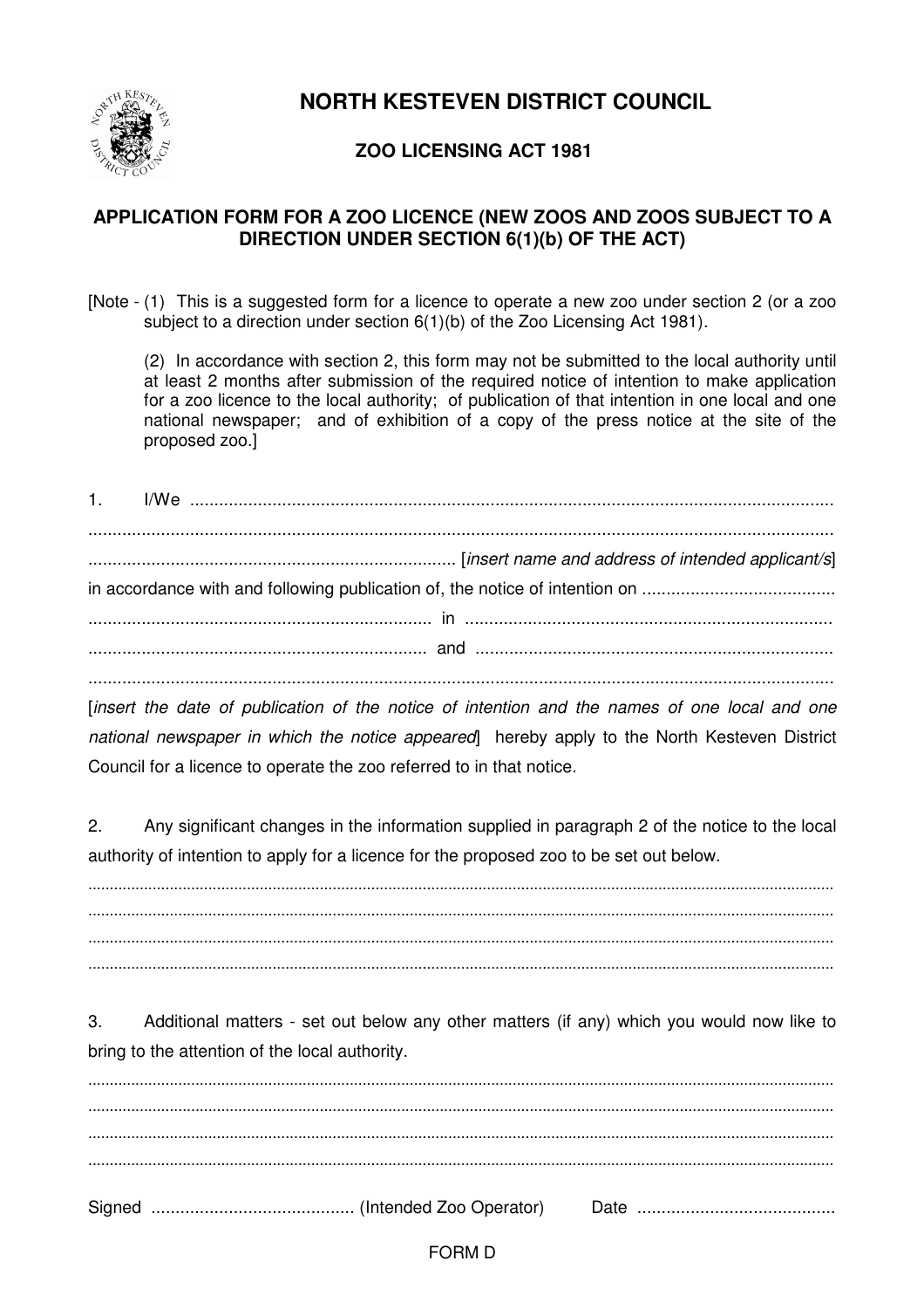# NORTH KESTEVEN DISTRICT COUNCIL

## ZOO LICENSING ACT 1981

### APPLICATION FORM FOR A ZOO LICENCE (NEW ZOOS AND ZOOS SUBJECT TO A DIRECTION UNDER SECTION 6(1)(b) OF THE ACT)

[Note - (1) This is a suggested form for a licence to operate a new zoo under section 2 (or a zoo subject to a direction under section 6(1)(b) of the Zoo Licensing Act 1981).

(2) In accordance with section 2, this form may not be submitted to the local authority until at least 2 months after submission of the required notice of intention to make application for a zoo licence to the local authority; of publication of that intention in one local and one national newspaper; and of exhibition of a copy of the press notice at the site of the proposed zoo.]

1. I/We ..........................................................................................................................

..........................................................................................................................................

........................................................................... [*insert name and address of intended applicant/s*]

in accordance with and following publication of, the notice of intention on ........................................

........................................................................ in ............................................................................

...................................................................... and ..........................................................................

..........................................................................................................................................

[*insert the date of publication of the notice of intention and the names of one local and one national newspaper in which the notice appeared*] hereby apply to the North Kesteven District Council for a licence to operate the zoo referred to in that notice.

2. Any significant changes in the information supplied in paragraph 2 of the notice to the local authority of intention to apply for a licence for the proposed zoo to be set out below.

..........................................................................................................................................

..........................................................................................................................................

..........................................................................................................................................

..........................................................................................................................................

3. Additional matters - set out below any other matters (if any) which you would now like to bring to the attention of the local authority.

..........................................................................................................................................

..........................................................................................................................................

..........................................................................................................................................

..........................................................................................................................................

Signed .......................................... (Intended Zoo Operator) Date .........................................

FORM D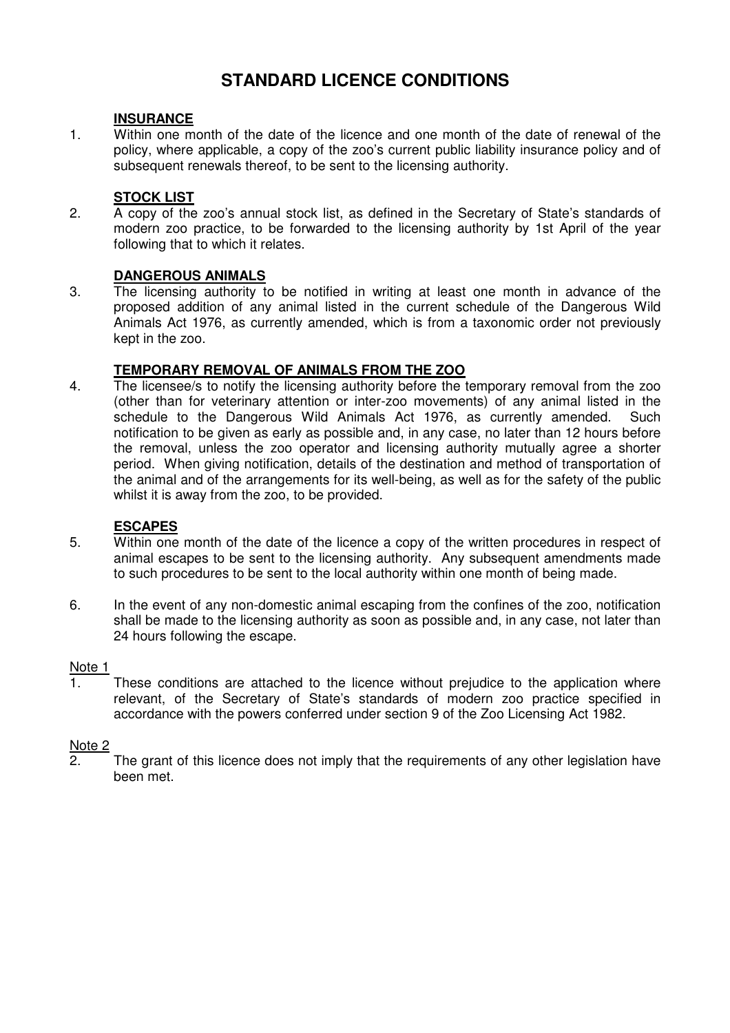# STANDARD LICENCE CONDITIONS

**INSURANCE**

1. Within one month of the date of the licence and one month of the date of renewal of the policy, where applicable, a copy of the zoo's current public liability insurance policy and of subsequent renewals thereof, to be sent to the licensing authority.

**STOCK LIST**

2. A copy of the zoo's annual stock list, as defined in the Secretary of State's standards of modern zoo practice, to be forwarded to the licensing authority by 1st April of the year following that to which it relates.

**DANGEROUS ANIMALS**

3. The licensing authority to be notified in writing at least one month in advance of the proposed addition of any animal listed in the current schedule of the Dangerous Wild Animals Act 1976, as currently amended, which is from a taxonomic order not previously kept in the zoo.

**TEMPORARY REMOVAL OF ANIMALS FROM THE ZOO**

4. The licensee/s to notify the licensing authority before the temporary removal from the zoo (other than for veterinary attention or inter-zoo movements) of any animal listed in the schedule to the Dangerous Wild Animals Act 1976, as currently amended. Such notification to be given as early as possible and, in any case, no later than 12 hours before the removal, unless the zoo operator and licensing authority mutually agree a shorter period. When giving notification, details of the destination and method of transportation of the animal and of the arrangements for its well-being, as well as for the safety of the public whilst it is away from the zoo, to be provided.

**ESCAPES**

5. Within one month of the date of the licence a copy of the written procedures in respect of animal escapes to be sent to the licensing authority. Any subsequent amendments made to such procedures to be sent to the local authority within one month of being made.

6. In the event of any non-domestic animal escaping from the confines of the zoo, notification shall be made to the licensing authority as soon as possible and, in any case, not later than 24 hours following the escape.

Note 1

1. These conditions are attached to the licence without prejudice to the application where relevant, of the Secretary of State's standards of modern zoo practice specified in accordance with the powers conferred under section 9 of the Zoo Licensing Act 1982.

Note 2

2. The grant of this licence does not imply that the requirements of any other legislation have been met.